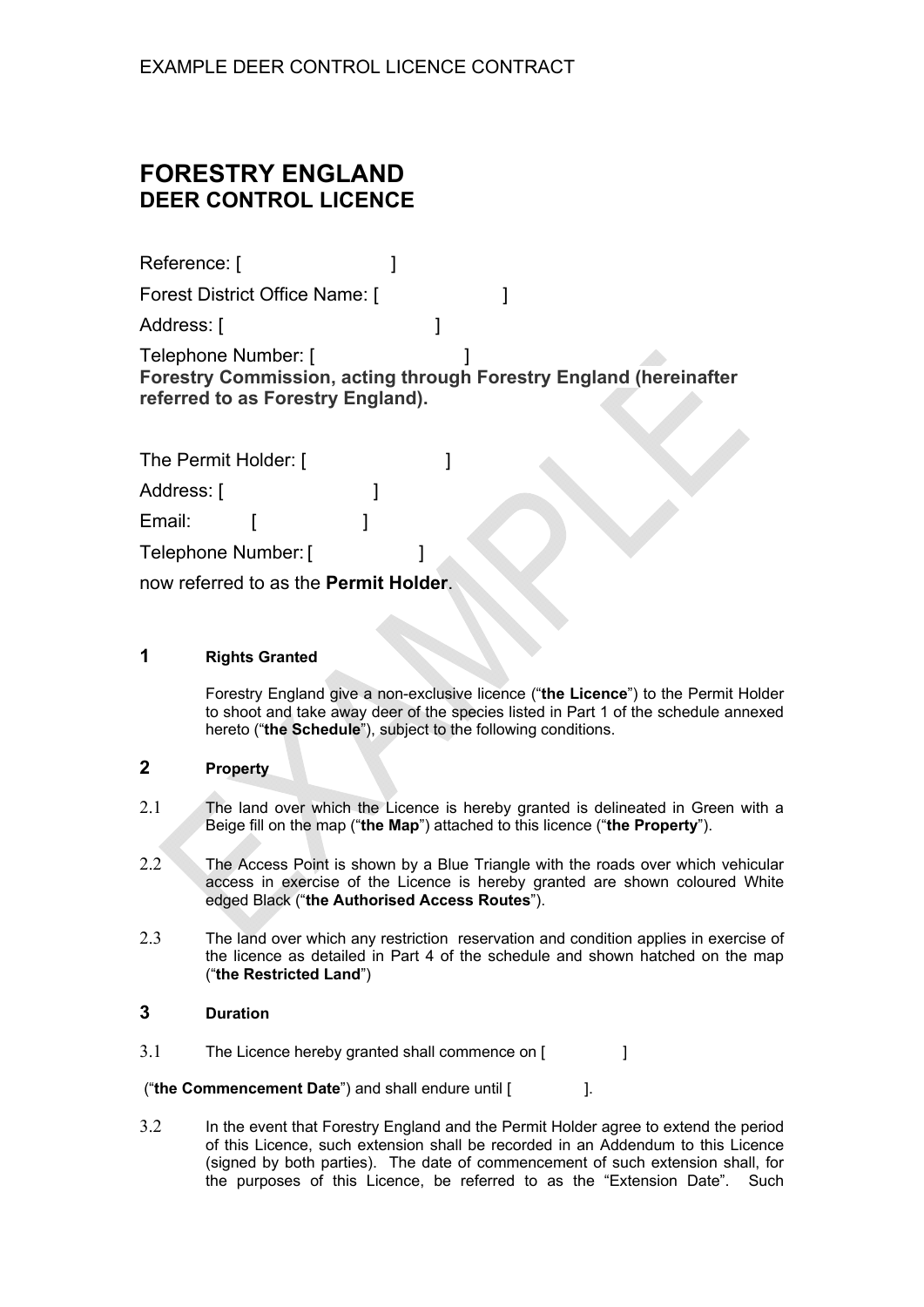EXAMPLE DEER CONTROL LICENCE CONTRACT

# FORESTRY ENGLAND
## DEER CONTROL LICENCE

Reference: [ ]

Forest District Office Name: [ ]

Address: [ ]

Telephone Number: [ ]

**Forestry Commission, acting through Forestry England (hereinafter referred to as Forestry England).**

The Permit Holder: [ ]

Address: [ ]

Email: [ ]

Telephone Number: [ ]

now referred to as the **Permit Holder**.

### 1 Rights Granted

Forestry England give a non-exclusive licence ("**the Licence**") to the Permit Holder to shoot and take away deer of the species listed in Part 1 of the schedule annexed hereto ("**the Schedule**"), subject to the following conditions.

### 2 Property

2.1 The land over which the Licence is hereby granted is delineated in Green with a Beige fill on the map ("**the Map**") attached to this licence ("**the Property**").

2.2 The Access Point is shown by a Blue Triangle with the roads over which vehicular access in exercise of the Licence is hereby granted are shown coloured White edged Black ("**the Authorised Access Routes**").

2.3 The land over which any restriction reservation and condition applies in exercise of the licence as detailed in Part 4 of the schedule and shown hatched on the map ("**the Restricted Land**")

### 3 Duration

3.1 The Licence hereby granted shall commence on [ ]

("**the Commencement Date**") and shall endure until [ ].

3.2 In the event that Forestry England and the Permit Holder agree to extend the period of this Licence, such extension shall be recorded in an Addendum to this Licence (signed by both parties). The date of commencement of such extension shall, for the purposes of this Licence, be referred to as the "Extension Date". Such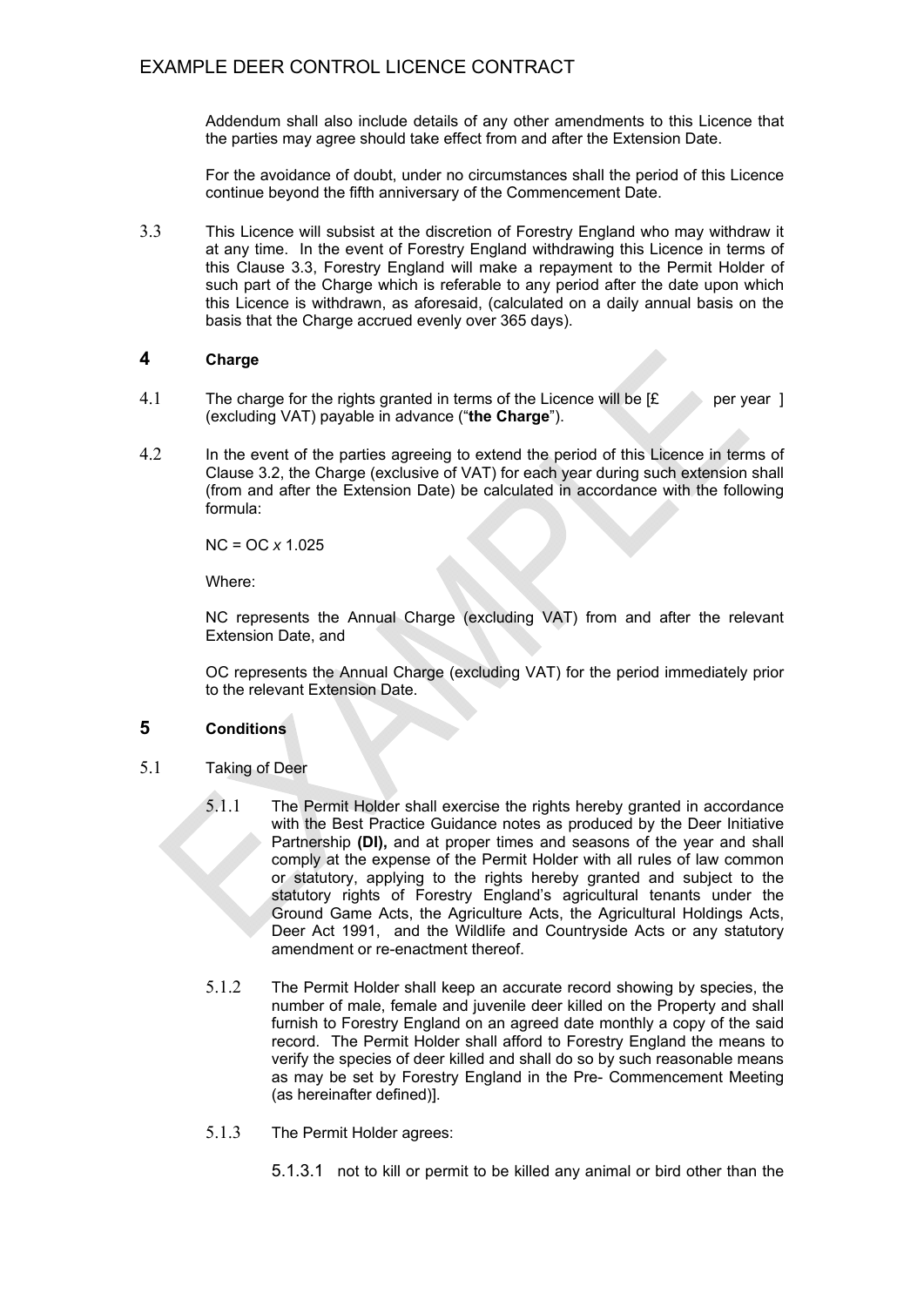Addendum shall also include details of any other amendments to this Licence that the parties may agree should take effect from and after the Extension Date.

For the avoidance of doubt, under no circumstances shall the period of this Licence continue beyond the fifth anniversary of the Commencement Date.

3.3 This Licence will subsist at the discretion of Forestry England who may withdraw it at any time. In the event of Forestry England withdrawing this Licence in terms of this Clause 3.3, Forestry England will make a repayment to the Permit Holder of such part of the Charge which is referable to any period after the date upon which this Licence is withdrawn, as aforesaid, (calculated on a daily annual basis on the basis that the Charge accrued evenly over 365 days).

## 4 Charge

4.1 The charge for the rights granted in terms of the Licence will be [£ per year ] (excluding VAT) payable in advance ("**the Charge**").

4.2 In the event of the parties agreeing to extend the period of this Licence in terms of Clause 3.2, the Charge (exclusive of VAT) for each year during such extension shall (from and after the Extension Date) be calculated in accordance with the following formula:

$NC = OC \times 1.025$

Where:

NC represents the Annual Charge (excluding VAT) from and after the relevant Extension Date, and

OC represents the Annual Charge (excluding VAT) for the period immediately prior to the relevant Extension Date.

## 5 Conditions

5.1 Taking of Deer

5.1.1 The Permit Holder shall exercise the rights hereby granted in accordance with the Best Practice Guidance notes as produced by the Deer Initiative Partnership **(DI),** and at proper times and seasons of the year and shall comply at the expense of the Permit Holder with all rules of law common or statutory, applying to the rights hereby granted and subject to the statutory rights of Forestry England's agricultural tenants under the Ground Game Acts, the Agriculture Acts, the Agricultural Holdings Acts, Deer Act 1991, and the Wildlife and Countryside Acts or any statutory amendment or re-enactment thereof.

5.1.2 The Permit Holder shall keep an accurate record showing by species, the number of male, female and juvenile deer killed on the Property and shall furnish to Forestry England on an agreed date monthly a copy of the said record. The Permit Holder shall afford to Forestry England the means to verify the species of deer killed and shall do so by such reasonable means as may be set by Forestry England in the Pre- Commencement Meeting (as hereinafter defined)].

5.1.3 The Permit Holder agrees:

5.1.3.1 not to kill or permit to be killed any animal or bird other than the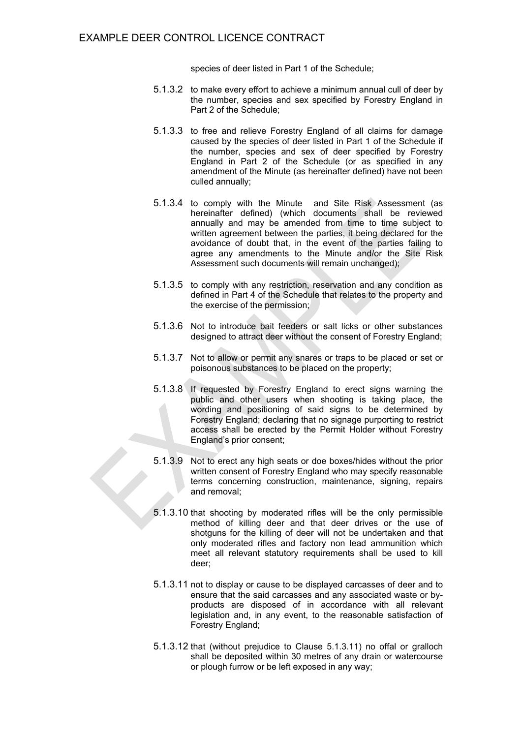species of deer listed in Part 1 of the Schedule;

5.1.3.2 to make every effort to achieve a minimum annual cull of deer by the number, species and sex specified by Forestry England in Part 2 of the Schedule;

5.1.3.3 to free and relieve Forestry England of all claims for damage caused by the species of deer listed in Part 1 of the Schedule if the number, species and sex of deer specified by Forestry England in Part 2 of the Schedule (or as specified in any amendment of the Minute (as hereinafter defined) have not been culled annually;

5.1.3.4 to comply with the Minute and Site Risk Assessment (as hereinafter defined) (which documents shall be reviewed annually and may be amended from time to time subject to written agreement between the parties, it being declared for the avoidance of doubt that, in the event of the parties failing to agree any amendments to the Minute and/or the Site Risk Assessment such documents will remain unchanged);

5.1.3.5 to comply with any restriction, reservation and any condition as defined in Part 4 of the Schedule that relates to the property and the exercise of the permission;

5.1.3.6 Not to introduce bait feeders or salt licks or other substances designed to attract deer without the consent of Forestry England;

5.1.3.7 Not to allow or permit any snares or traps to be placed or set or poisonous substances to be placed on the property;

5.1.3.8 If requested by Forestry England to erect signs warning the public and other users when shooting is taking place, the wording and positioning of said signs to be determined by Forestry England; declaring that no signage purporting to restrict access shall be erected by the Permit Holder without Forestry England's prior consent;

5.1.3.9 Not to erect any high seats or doe boxes/hides without the prior written consent of Forestry England who may specify reasonable terms concerning construction, maintenance, signing, repairs and removal;

5.1.3.10 that shooting by moderated rifles will be the only permissible method of killing deer and that deer drives or the use of shotguns for the killing of deer will not be undertaken and that only moderated rifles and factory non lead ammunition which meet all relevant statutory requirements shall be used to kill deer;

5.1.3.11 not to display or cause to be displayed carcasses of deer and to ensure that the said carcasses and any associated waste or by-products are disposed of in accordance with all relevant legislation and, in any event, to the reasonable satisfaction of Forestry England;

5.1.3.12 that (without prejudice to Clause 5.1.3.11) no offal or gralloch shall be deposited within 30 metres of any drain or watercourse or plough furrow or be left exposed in any way;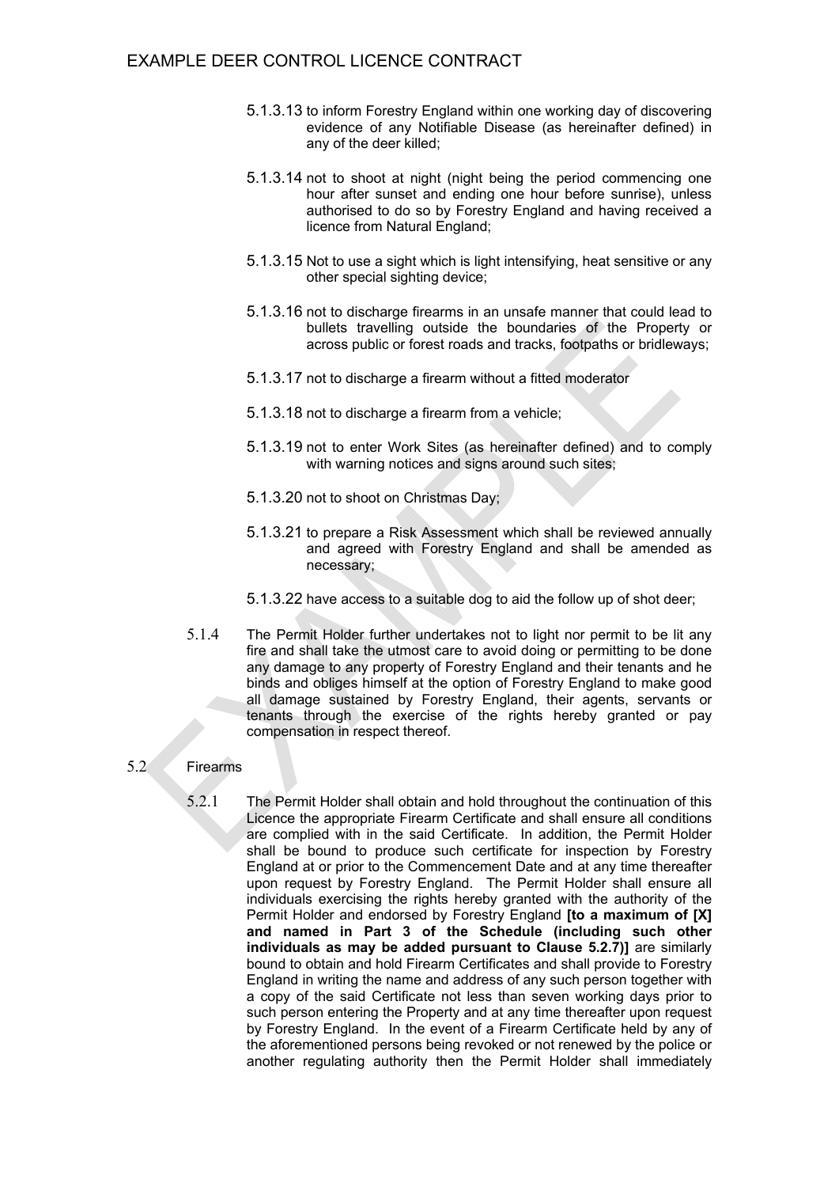5.1.3.13 to inform Forestry England within one working day of discovering evidence of any Notifiable Disease (as hereinafter defined) in any of the deer killed;

5.1.3.14 not to shoot at night (night being the period commencing one hour after sunset and ending one hour before sunrise), unless authorised to do so by Forestry England and having received a licence from Natural England;

5.1.3.15 Not to use a sight which is light intensifying, heat sensitive or any other special sighting device;

5.1.3.16 not to discharge firearms in an unsafe manner that could lead to bullets travelling outside the boundaries of the Property or across public or forest roads and tracks, footpaths or bridleways;

5.1.3.17 not to discharge a firearm without a fitted moderator

5.1.3.18 not to discharge a firearm from a vehicle;

5.1.3.19 not to enter Work Sites (as hereinafter defined) and to comply with warning notices and signs around such sites;

5.1.3.20 not to shoot on Christmas Day;

5.1.3.21 to prepare a Risk Assessment which shall be reviewed annually and agreed with Forestry England and shall be amended as necessary;

5.1.3.22 have access to a suitable dog to aid the follow up of shot deer;

5.1.4 The Permit Holder further undertakes not to light nor permit to be lit any fire and shall take the utmost care to avoid doing or permitting to be done any damage to any property of Forestry England and their tenants and he binds and obliges himself at the option of Forestry England to make good all damage sustained by Forestry England, their agents, servants or tenants through the exercise of the rights hereby granted or pay compensation in respect thereof.

5.2 Firearms

5.2.1 The Permit Holder shall obtain and hold throughout the continuation of this Licence the appropriate Firearm Certificate and shall ensure all conditions are complied with in the said Certificate. In addition, the Permit Holder shall be bound to produce such certificate for inspection by Forestry England at or prior to the Commencement Date and at any time thereafter upon request by Forestry England. The Permit Holder shall ensure all individuals exercising the rights hereby granted with the authority of the Permit Holder and endorsed by Forestry England **[to a maximum of [X] and named in Part 3 of the Schedule (including such other individuals as may be added pursuant to Clause 5.2.7)]** are similarly bound to obtain and hold Firearm Certificates and shall provide to Forestry England in writing the name and address of any such person together with a copy of the said Certificate not less than seven working days prior to such person entering the Property and at any time thereafter upon request by Forestry England. In the event of a Firearm Certificate held by any of the aforementioned persons being revoked or not renewed by the police or another regulating authority then the Permit Holder shall immediately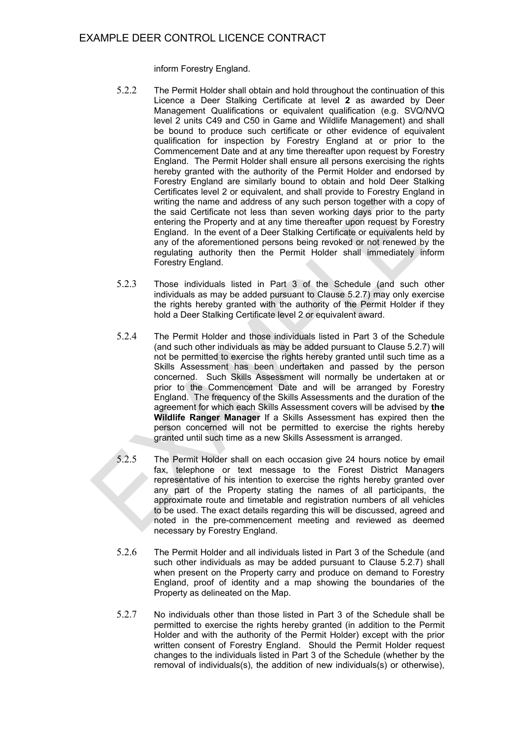inform Forestry England.

5.2.2 The Permit Holder shall obtain and hold throughout the continuation of this Licence a Deer Stalking Certificate at level **2** as awarded by Deer Management Qualifications or equivalent qualification (e.g. SVQ/NVQ level 2 units C49 and C50 in Game and Wildlife Management) and shall be bound to produce such certificate or other evidence of equivalent qualification for inspection by Forestry England at or prior to the Commencement Date and at any time thereafter upon request by Forestry England. The Permit Holder shall ensure all persons exercising the rights hereby granted with the authority of the Permit Holder and endorsed by Forestry England are similarly bound to obtain and hold Deer Stalking Certificates level 2 or equivalent, and shall provide to Forestry England in writing the name and address of any such person together with a copy of the said Certificate not less than seven working days prior to the party entering the Property and at any time thereafter upon request by Forestry England. In the event of a Deer Stalking Certificate or equivalents held by any of the aforementioned persons being revoked or not renewed by the regulating authority then the Permit Holder shall immediately inform Forestry England.

5.2.3 Those individuals listed in Part 3 of the Schedule (and such other individuals as may be added pursuant to Clause 5.2.7) may only exercise the rights hereby granted with the authority of the Permit Holder if they hold a Deer Stalking Certificate level 2 or equivalent award.

5.2.4 The Permit Holder and those individuals listed in Part 3 of the Schedule (and such other individuals as may be added pursuant to Clause 5.2.7) will not be permitted to exercise the rights hereby granted until such time as a Skills Assessment has been undertaken and passed by the person concerned. Such Skills Assessment will normally be undertaken at or prior to the Commencement Date and will be arranged by Forestry England. The frequency of the Skills Assessments and the duration of the agreement for which each Skills Assessment covers will be advised by **the Wildlife Ranger Manager** If a Skills Assessment has expired then the person concerned will not be permitted to exercise the rights hereby granted until such time as a new Skills Assessment is arranged.

5.2.5 The Permit Holder shall on each occasion give 24 hours notice by email fax, telephone or text message to the Forest District Managers representative of his intention to exercise the rights hereby granted over any part of the Property stating the names of all participants, the approximate route and timetable and registration numbers of all vehicles to be used. The exact details regarding this will be discussed, agreed and noted in the pre-commencement meeting and reviewed as deemed necessary by Forestry England.

5.2.6 The Permit Holder and all individuals listed in Part 3 of the Schedule (and such other individuals as may be added pursuant to Clause 5.2.7) shall when present on the Property carry and produce on demand to Forestry England, proof of identity and a map showing the boundaries of the Property as delineated on the Map.

5.2.7 No individuals other than those listed in Part 3 of the Schedule shall be permitted to exercise the rights hereby granted (in addition to the Permit Holder and with the authority of the Permit Holder) except with the prior written consent of Forestry England. Should the Permit Holder request changes to the individuals listed in Part 3 of the Schedule (whether by the removal of individuals(s), the addition of new individuals(s) or otherwise),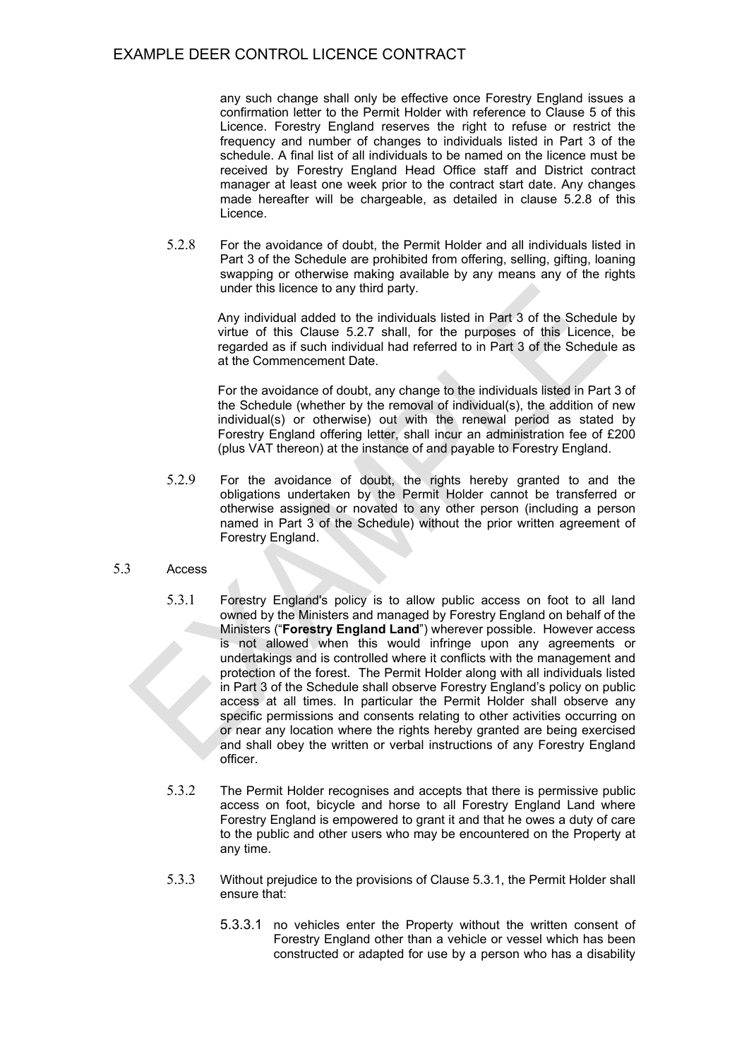any such change shall only be effective once Forestry England issues a confirmation letter to the Permit Holder with reference to Clause 5 of this Licence. Forestry England reserves the right to refuse or restrict the frequency and number of changes to individuals listed in Part 3 of the schedule. A final list of all individuals to be named on the licence must be received by Forestry England Head Office staff and District contract manager at least one week prior to the contract start date. Any changes made hereafter will be chargeable, as detailed in clause 5.2.8 of this Licence.

5.2.8 For the avoidance of doubt, the Permit Holder and all individuals listed in Part 3 of the Schedule are prohibited from offering, selling, gifting, loaning swapping or otherwise making available by any means any of the rights under this licence to any third party.

Any individual added to the individuals listed in Part 3 of the Schedule by virtue of this Clause 5.2.7 shall, for the purposes of this Licence, be regarded as if such individual had referred to in Part 3 of the Schedule as at the Commencement Date.

For the avoidance of doubt, any change to the individuals listed in Part 3 of the Schedule (whether by the removal of individual(s), the addition of new individual(s) or otherwise) out with the renewal period as stated by Forestry England offering letter, shall incur an administration fee of £200 (plus VAT thereon) at the instance of and payable to Forestry England.

5.2.9 For the avoidance of doubt, the rights hereby granted to and the obligations undertaken by the Permit Holder cannot be transferred or otherwise assigned or novated to any other person (including a person named in Part 3 of the Schedule) without the prior written agreement of Forestry England.

5.3 Access

5.3.1 Forestry England's policy is to allow public access on foot to all land owned by the Ministers and managed by Forestry England on behalf of the Ministers ("**Forestry England Land**") wherever possible. However access is not allowed when this would infringe upon any agreements or undertakings and is controlled where it conflicts with the management and protection of the forest. The Permit Holder along with all individuals listed in Part 3 of the Schedule shall observe Forestry England's policy on public access at all times. In particular the Permit Holder shall observe any specific permissions and consents relating to other activities occurring on or near any location where the rights hereby granted are being exercised and shall obey the written or verbal instructions of any Forestry England officer.

5.3.2 The Permit Holder recognises and accepts that there is permissive public access on foot, bicycle and horse to all Forestry England Land where Forestry England is empowered to grant it and that he owes a duty of care to the public and other users who may be encountered on the Property at any time.

5.3.3 Without prejudice to the provisions of Clause 5.3.1, the Permit Holder shall ensure that:

5.3.3.1 no vehicles enter the Property without the written consent of Forestry England other than a vehicle or vessel which has been constructed or adapted for use by a person who has a disability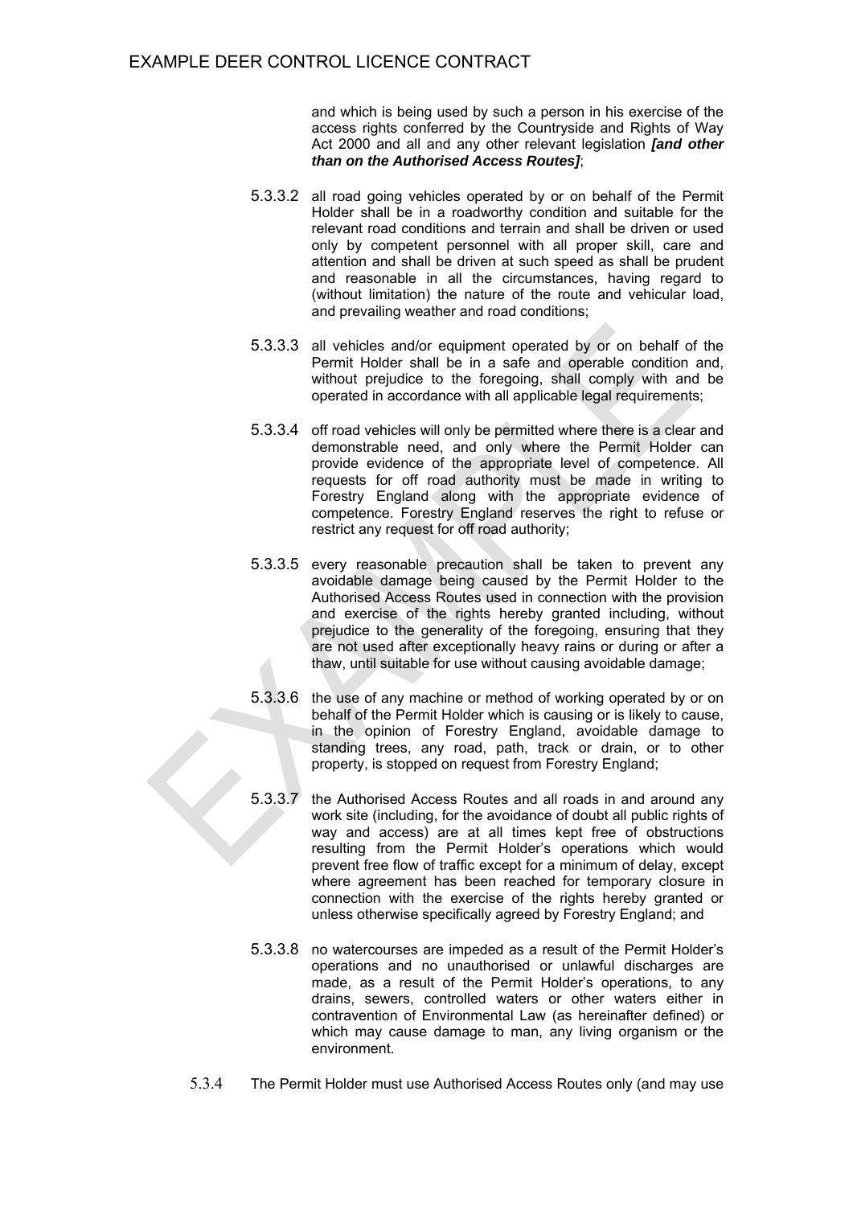and which is being used by such a person in his exercise of the access rights conferred by the Countryside and Rights of Way Act 2000 and all and any other relevant legislation ***[and other than on the Authorised Access Routes]***;

5.3.3.2 all road going vehicles operated by or on behalf of the Permit Holder shall be in a roadworthy condition and suitable for the relevant road conditions and terrain and shall be driven or used only by competent personnel with all proper skill, care and attention and shall be driven at such speed as shall be prudent and reasonable in all the circumstances, having regard to (without limitation) the nature of the route and vehicular load, and prevailing weather and road conditions;

5.3.3.3 all vehicles and/or equipment operated by or on behalf of the Permit Holder shall be in a safe and operable condition and, without prejudice to the foregoing, shall comply with and be operated in accordance with all applicable legal requirements;

5.3.3.4 off road vehicles will only be permitted where there is a clear and demonstrable need, and only where the Permit Holder can provide evidence of the appropriate level of competence. All requests for off road authority must be made in writing to Forestry England along with the appropriate evidence of competence. Forestry England reserves the right to refuse or restrict any request for off road authority;

5.3.3.5 every reasonable precaution shall be taken to prevent any avoidable damage being caused by the Permit Holder to the Authorised Access Routes used in connection with the provision and exercise of the rights hereby granted including, without prejudice to the generality of the foregoing, ensuring that they are not used after exceptionally heavy rains or during or after a thaw, until suitable for use without causing avoidable damage;

5.3.3.6 the use of any machine or method of working operated by or on behalf of the Permit Holder which is causing or is likely to cause, in the opinion of Forestry England, avoidable damage to standing trees, any road, path, track or drain, or to other property, is stopped on request from Forestry England;

5.3.3.7 the Authorised Access Routes and all roads in and around any work site (including, for the avoidance of doubt all public rights of way and access) are at all times kept free of obstructions resulting from the Permit Holder's operations which would prevent free flow of traffic except for a minimum of delay, except where agreement has been reached for temporary closure in connection with the exercise of the rights hereby granted or unless otherwise specifically agreed by Forestry England; and

5.3.3.8 no watercourses are impeded as a result of the Permit Holder's operations and no unauthorised or unlawful discharges are made, as a result of the Permit Holder's operations, to any drains, sewers, controlled waters or other waters either in contravention of Environmental Law (as hereinafter defined) or which may cause damage to man, any living organism or the environment.

5.3.4 The Permit Holder must use Authorised Access Routes only (and may use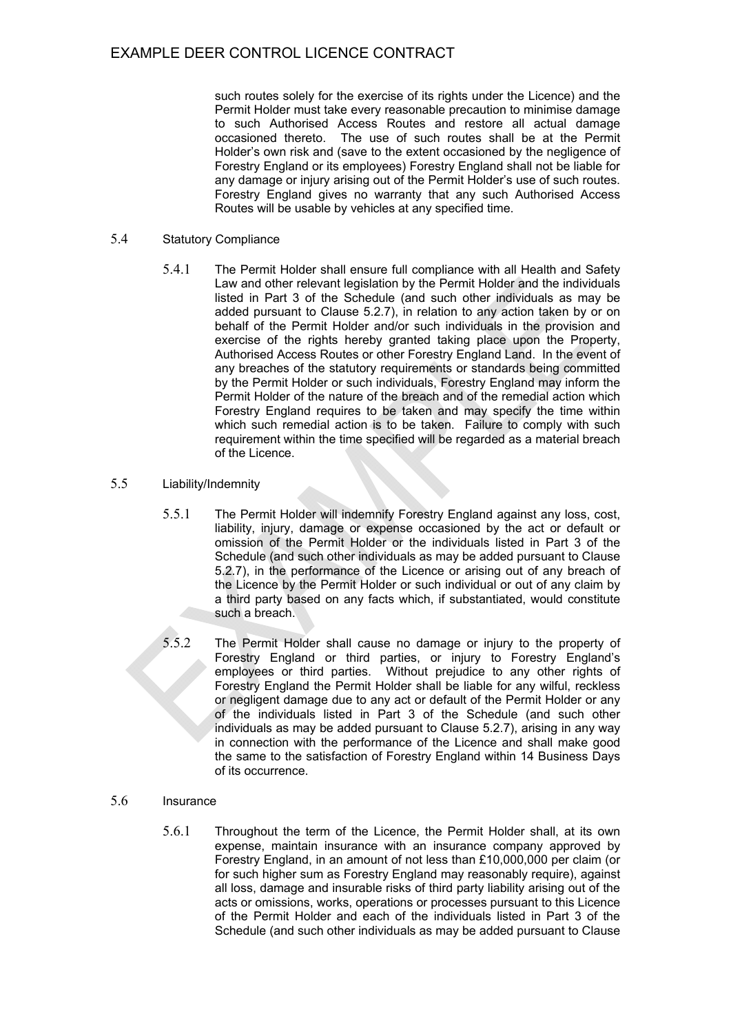such routes solely for the exercise of its rights under the Licence) and the Permit Holder must take every reasonable precaution to minimise damage to such Authorised Access Routes and restore all actual damage occasioned thereto. The use of such routes shall be at the Permit Holder's own risk and (save to the extent occasioned by the negligence of Forestry England or its employees) Forestry England shall not be liable for any damage or injury arising out of the Permit Holder's use of such routes. Forestry England gives no warranty that any such Authorised Access Routes will be usable by vehicles at any specified time.

5.4 Statutory Compliance

5.4.1 The Permit Holder shall ensure full compliance with all Health and Safety Law and other relevant legislation by the Permit Holder and the individuals listed in Part 3 of the Schedule (and such other individuals as may be added pursuant to Clause 5.2.7), in relation to any action taken by or on behalf of the Permit Holder and/or such individuals in the provision and exercise of the rights hereby granted taking place upon the Property, Authorised Access Routes or other Forestry England Land. In the event of any breaches of the statutory requirements or standards being committed by the Permit Holder or such individuals, Forestry England may inform the Permit Holder of the nature of the breach and of the remedial action which Forestry England requires to be taken and may specify the time within which such remedial action is to be taken. Failure to comply with such requirement within the time specified will be regarded as a material breach of the Licence.

5.5 Liability/Indemnity

5.5.1 The Permit Holder will indemnify Forestry England against any loss, cost, liability, injury, damage or expense occasioned by the act or default or omission of the Permit Holder or the individuals listed in Part 3 of the Schedule (and such other individuals as may be added pursuant to Clause 5.2.7), in the performance of the Licence or arising out of any breach of the Licence by the Permit Holder or such individual or out of any claim by a third party based on any facts which, if substantiated, would constitute such a breach.

5.5.2 The Permit Holder shall cause no damage or injury to the property of Forestry England or third parties, or injury to Forestry England's employees or third parties. Without prejudice to any other rights of Forestry England the Permit Holder shall be liable for any wilful, reckless or negligent damage due to any act or default of the Permit Holder or any of the individuals listed in Part 3 of the Schedule (and such other individuals as may be added pursuant to Clause 5.2.7), arising in any way in connection with the performance of the Licence and shall make good the same to the satisfaction of Forestry England within 14 Business Days of its occurrence.

5.6 Insurance

5.6.1 Throughout the term of the Licence, the Permit Holder shall, at its own expense, maintain insurance with an insurance company approved by Forestry England, in an amount of not less than £10,000,000 per claim (or for such higher sum as Forestry England may reasonably require), against all loss, damage and insurable risks of third party liability arising out of the acts or omissions, works, operations or processes pursuant to this Licence of the Permit Holder and each of the individuals listed in Part 3 of the Schedule (and such other individuals as may be added pursuant to Clause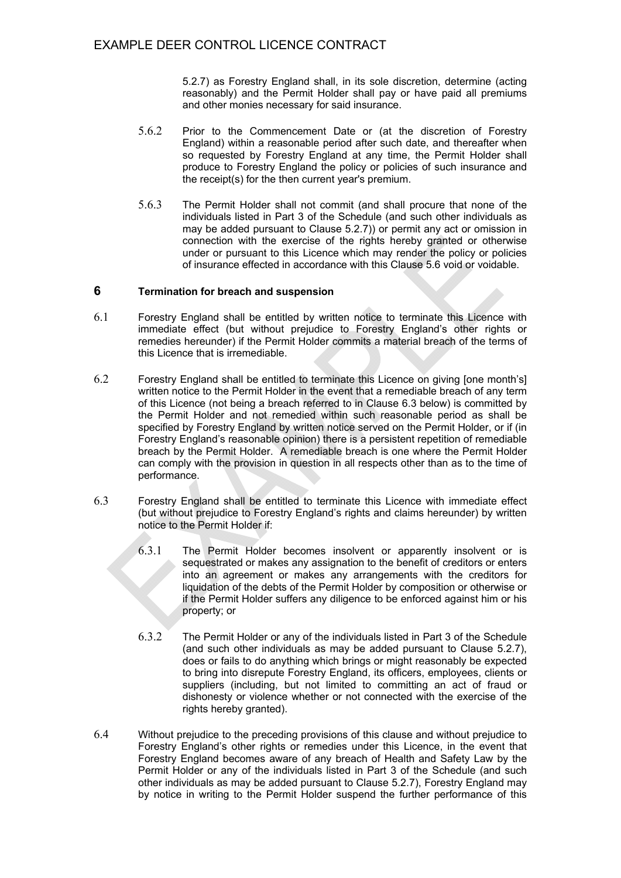5.2.7) as Forestry England shall, in its sole discretion, determine (acting reasonably) and the Permit Holder shall pay or have paid all premiums and other monies necessary for said insurance.

5.6.2 Prior to the Commencement Date or (at the discretion of Forestry England) within a reasonable period after such date, and thereafter when so requested by Forestry England at any time, the Permit Holder shall produce to Forestry England the policy or policies of such insurance and the receipt(s) for the then current year's premium.

5.6.3 The Permit Holder shall not commit (and shall procure that none of the individuals listed in Part 3 of the Schedule (and such other individuals as may be added pursuant to Clause 5.2.7)) or permit any act or omission in connection with the exercise of the rights hereby granted or otherwise under or pursuant to this Licence which may render the policy or policies of insurance effected in accordance with this Clause 5.6 void or voidable.

## 6 Termination for breach and suspension

6.1 Forestry England shall be entitled by written notice to terminate this Licence with immediate effect (but without prejudice to Forestry England's other rights or remedies hereunder) if the Permit Holder commits a material breach of the terms of this Licence that is irremediable.

6.2 Forestry England shall be entitled to terminate this Licence on giving [one month's] written notice to the Permit Holder in the event that a remediable breach of any term of this Licence (not being a breach referred to in Clause 6.3 below) is committed by the Permit Holder and not remedied within such reasonable period as shall be specified by Forestry England by written notice served on the Permit Holder, or if (in Forestry England's reasonable opinion) there is a persistent repetition of remediable breach by the Permit Holder. A remediable breach is one where the Permit Holder can comply with the provision in question in all respects other than as to the time of performance.

6.3 Forestry England shall be entitled to terminate this Licence with immediate effect (but without prejudice to Forestry England's rights and claims hereunder) by written notice to the Permit Holder if:

6.3.1 The Permit Holder becomes insolvent or apparently insolvent or is sequestrated or makes any assignation to the benefit of creditors or enters into an agreement or makes any arrangements with the creditors for liquidation of the debts of the Permit Holder by composition or otherwise or if the Permit Holder suffers any diligence to be enforced against him or his property; or

6.3.2 The Permit Holder or any of the individuals listed in Part 3 of the Schedule (and such other individuals as may be added pursuant to Clause 5.2.7), does or fails to do anything which brings or might reasonably be expected to bring into disrepute Forestry England, its officers, employees, clients or suppliers (including, but not limited to committing an act of fraud or dishonesty or violence whether or not connected with the exercise of the rights hereby granted).

6.4 Without prejudice to the preceding provisions of this clause and without prejudice to Forestry England's other rights or remedies under this Licence, in the event that Forestry England becomes aware of any breach of Health and Safety Law by the Permit Holder or any of the individuals listed in Part 3 of the Schedule (and such other individuals as may be added pursuant to Clause 5.2.7), Forestry England may by notice in writing to the Permit Holder suspend the further performance of this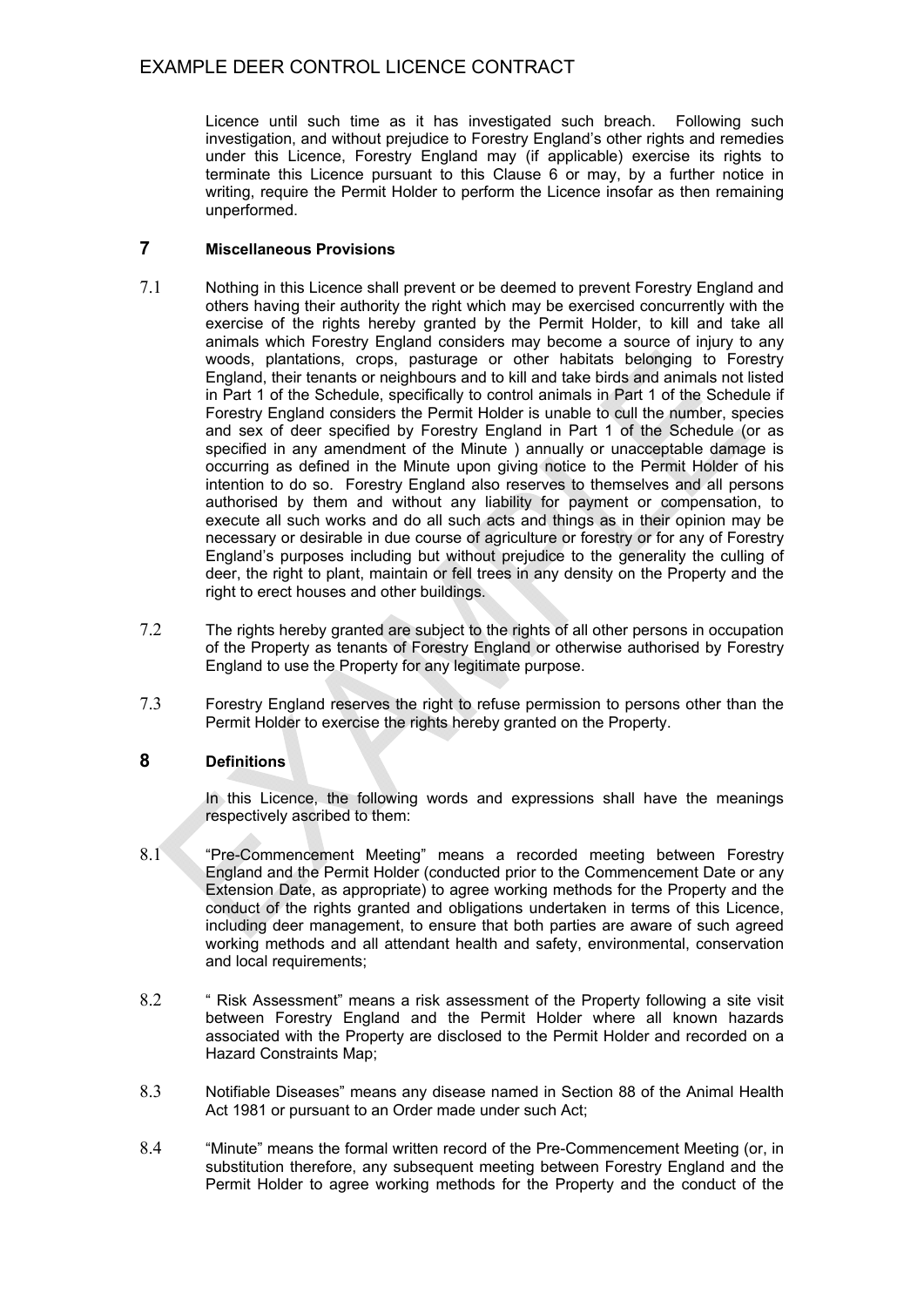Licence until such time as it has investigated such breach. Following such investigation, and without prejudice to Forestry England's other rights and remedies under this Licence, Forestry England may (if applicable) exercise its rights to terminate this Licence pursuant to this Clause 6 or may, by a further notice in writing, require the Permit Holder to perform the Licence insofar as then remaining unperformed.

## 7 Miscellaneous Provisions

7.1 Nothing in this Licence shall prevent or be deemed to prevent Forestry England and others having their authority the right which may be exercised concurrently with the exercise of the rights hereby granted by the Permit Holder, to kill and take all animals which Forestry England considers may become a source of injury to any woods, plantations, crops, pasturage or other habitats belonging to Forestry England, their tenants or neighbours and to kill and take birds and animals not listed in Part 1 of the Schedule, specifically to control animals in Part 1 of the Schedule if Forestry England considers the Permit Holder is unable to cull the number, species and sex of deer specified by Forestry England in Part 1 of the Schedule (or as specified in any amendment of the Minute ) annually or unacceptable damage is occurring as defined in the Minute upon giving notice to the Permit Holder of his intention to do so. Forestry England also reserves to themselves and all persons authorised by them and without any liability for payment or compensation, to execute all such works and do all such acts and things as in their opinion may be necessary or desirable in due course of agriculture or forestry or for any of Forestry England's purposes including but without prejudice to the generality the culling of deer, the right to plant, maintain or fell trees in any density on the Property and the right to erect houses and other buildings.

7.2 The rights hereby granted are subject to the rights of all other persons in occupation of the Property as tenants of Forestry England or otherwise authorised by Forestry England to use the Property for any legitimate purpose.

7.3 Forestry England reserves the right to refuse permission to persons other than the Permit Holder to exercise the rights hereby granted on the Property.

## 8 Definitions

In this Licence, the following words and expressions shall have the meanings respectively ascribed to them:

8.1 "Pre-Commencement Meeting" means a recorded meeting between Forestry England and the Permit Holder (conducted prior to the Commencement Date or any Extension Date, as appropriate) to agree working methods for the Property and the conduct of the rights granted and obligations undertaken in terms of this Licence, including deer management, to ensure that both parties are aware of such agreed working methods and all attendant health and safety, environmental, conservation and local requirements;

8.2 " Risk Assessment" means a risk assessment of the Property following a site visit between Forestry England and the Permit Holder where all known hazards associated with the Property are disclosed to the Permit Holder and recorded on a Hazard Constraints Map;

8.3 Notifiable Diseases" means any disease named in Section 88 of the Animal Health Act 1981 or pursuant to an Order made under such Act;

8.4 "Minute" means the formal written record of the Pre-Commencement Meeting (or, in substitution therefore, any subsequent meeting between Forestry England and the Permit Holder to agree working methods for the Property and the conduct of the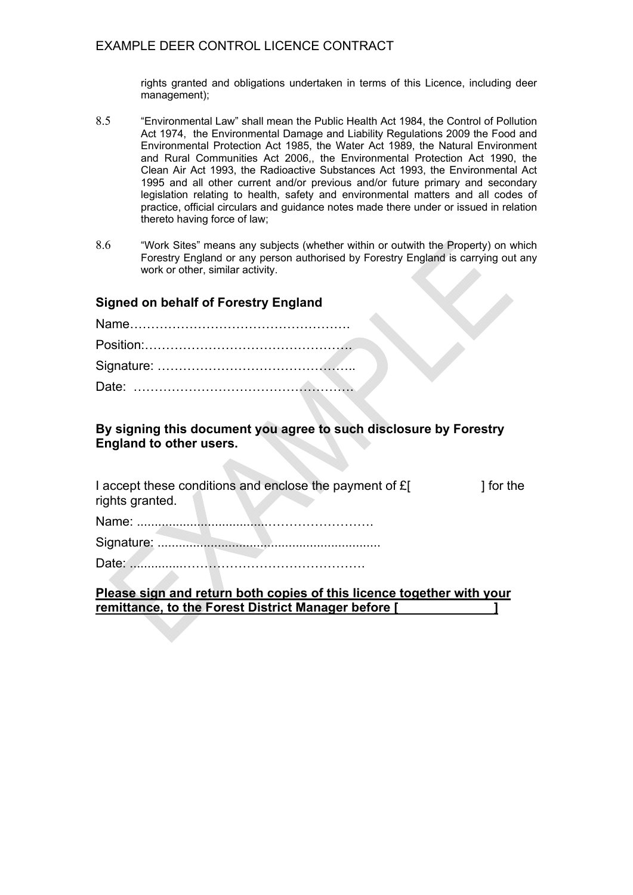rights granted and obligations undertaken in terms of this Licence, including deer management);

8.5 "Environmental Law" shall mean the Public Health Act 1984, the Control of Pollution Act 1974, the Environmental Damage and Liability Regulations 2009 the Food and Environmental Protection Act 1985, the Water Act 1989, the Natural Environment and Rural Communities Act 2006,, the Environmental Protection Act 1990, the Clean Air Act 1993, the Radioactive Substances Act 1993, the Environmental Act 1995 and all other current and/or previous and/or future primary and secondary legislation relating to health, safety and environmental matters and all codes of practice, official circulars and guidance notes made there under or issued in relation thereto having force of law;

8.6 "Work Sites" means any subjects (whether within or outwith the Property) on which Forestry England or any person authorised by Forestry England is carrying out any work or other, similar activity.

**Signed on behalf of Forestry England**

Name……………………………………………

Position:…………………………………………

Signature: ………………………………………..

Date: ……………………………………………

**By signing this document you agree to such disclosure by Forestry England to other users.**

I accept these conditions and enclose the payment of £[ ] for the rights granted.

Name: ..................................……………………

Signature: ..............................................................

Date: ..............……………………………………

**Please sign and return both copies of this licence together with your remittance, to the Forest District Manager before [ ]**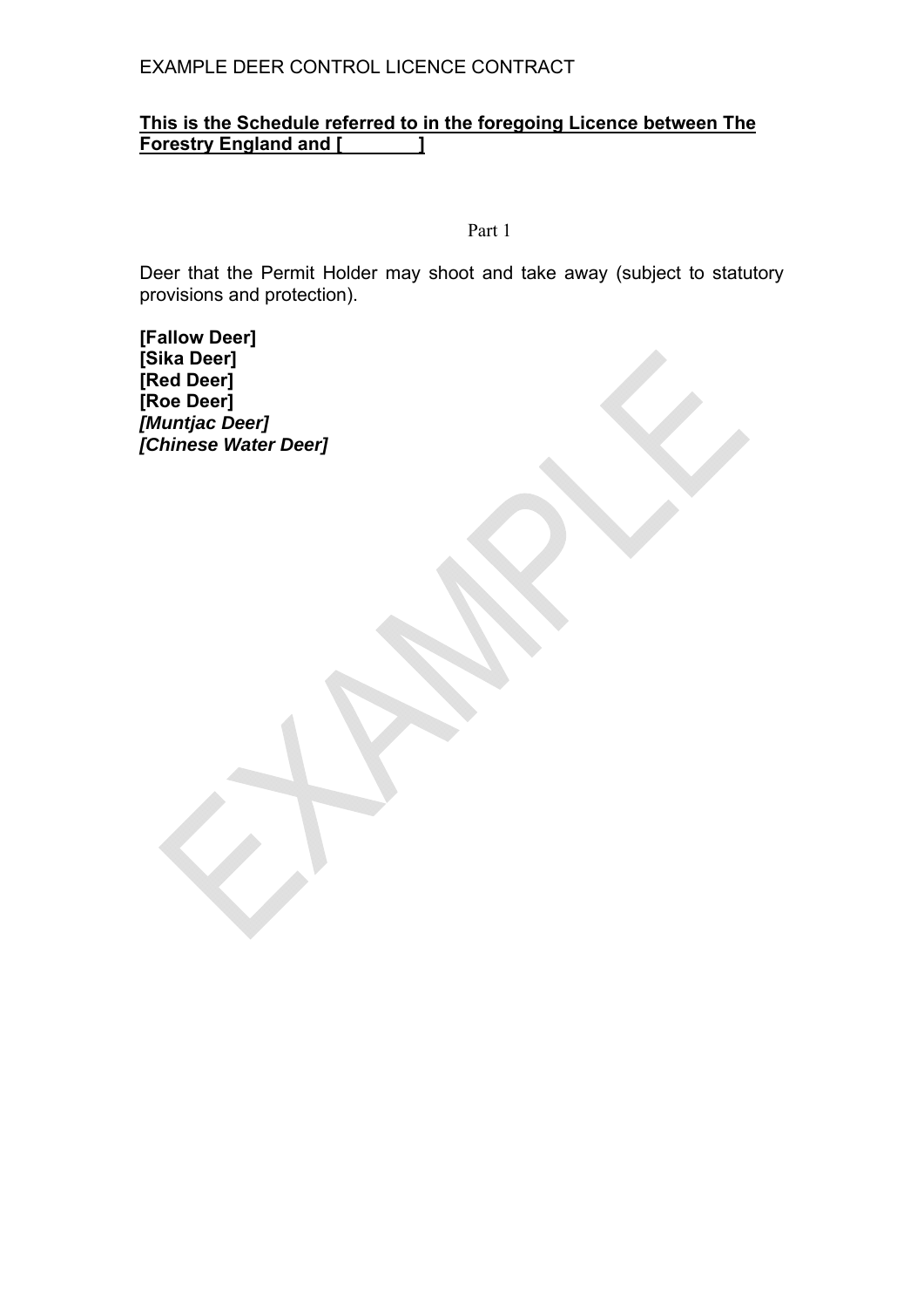**This is the Schedule referred to in the foregoing Licence between The Forestry England and [        ]**

Part 1

Deer that the Permit Holder may shoot and take away (subject to statutory provisions and protection).

**[Fallow Deer]**
**[Sika Deer]**
**[Red Deer]**
**[Roe Deer]**
***[Muntjac Deer]***
***[Chinese Water Deer]***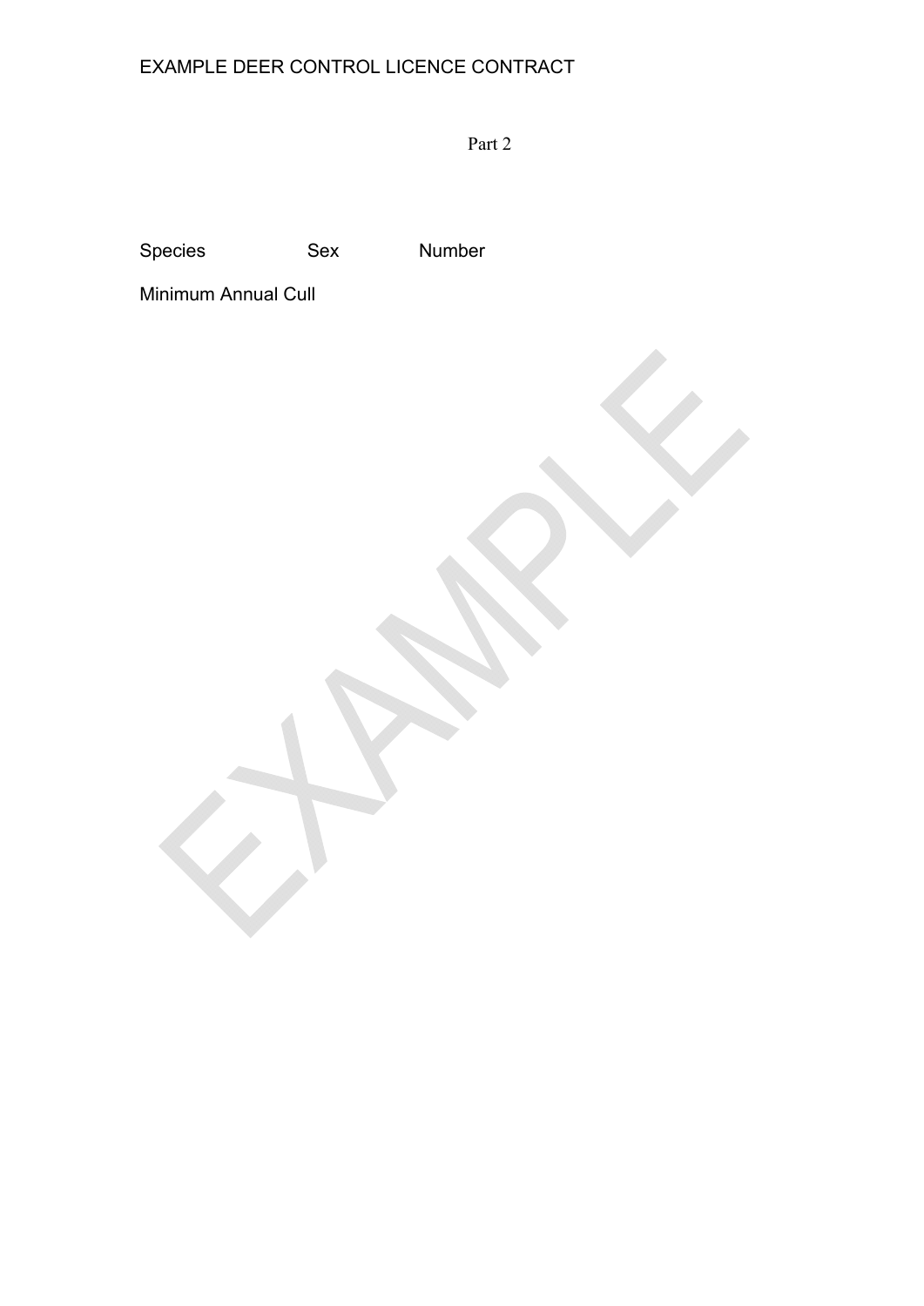Part 2

| Species | Sex | Number |
| --- | --- | --- |

Minimum Annual Cull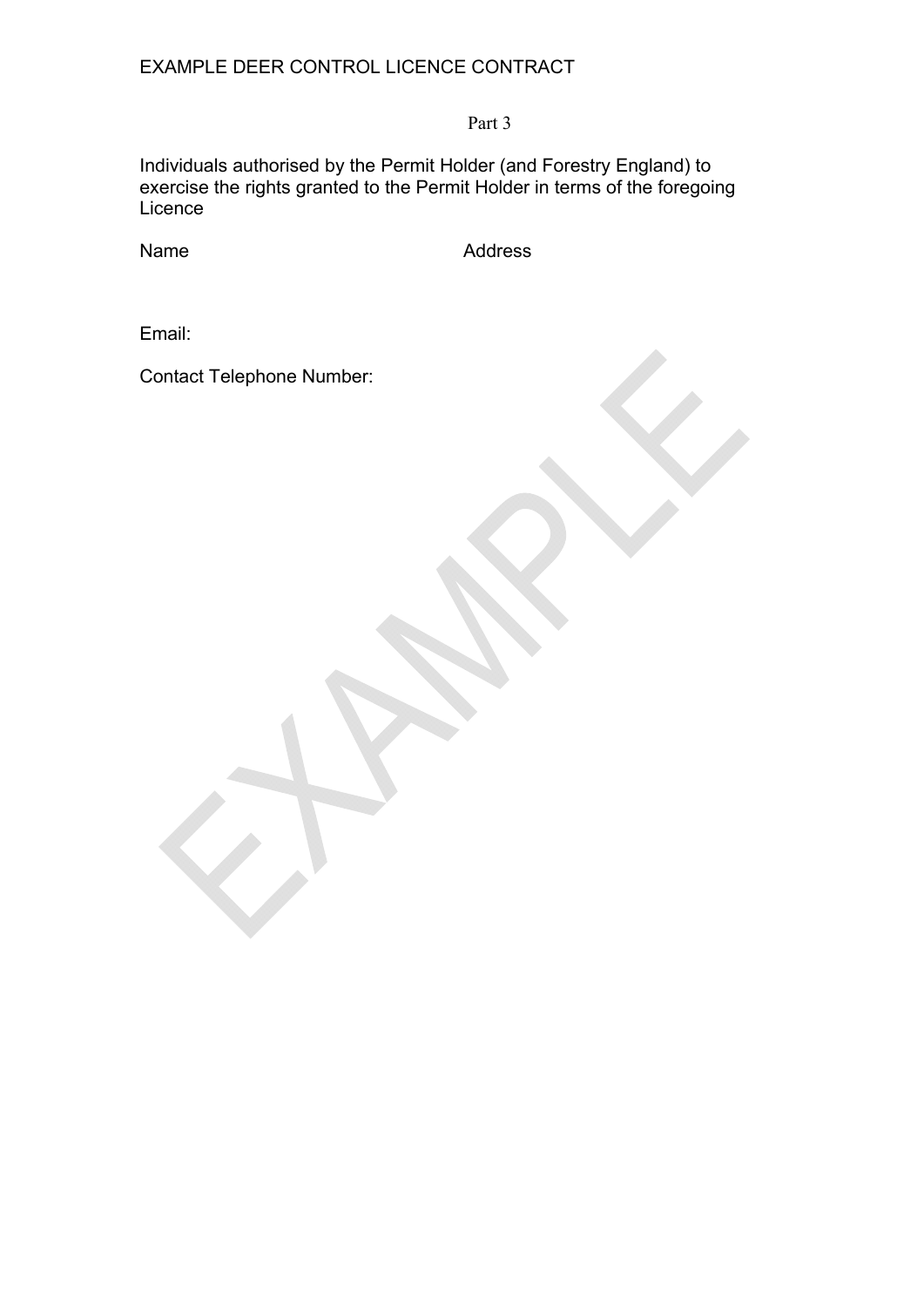Part 3

Individuals authorised by the Permit Holder (and Forestry England) to exercise the rights granted to the Permit Holder in terms of the foregoing Licence

| Name | Address |
|---|---|
| | |

Email:

Contact Telephone Number: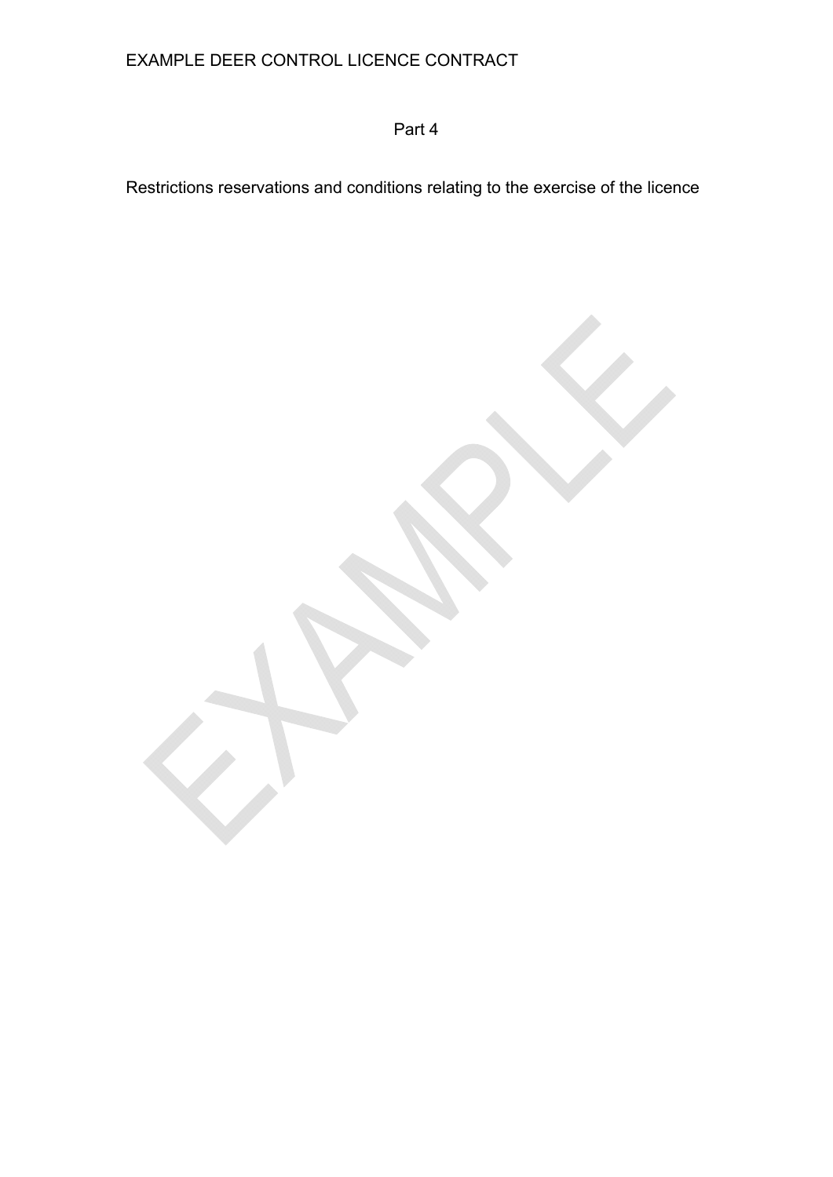## Part 4

Restrictions reservations and conditions relating to the exercise of the licence